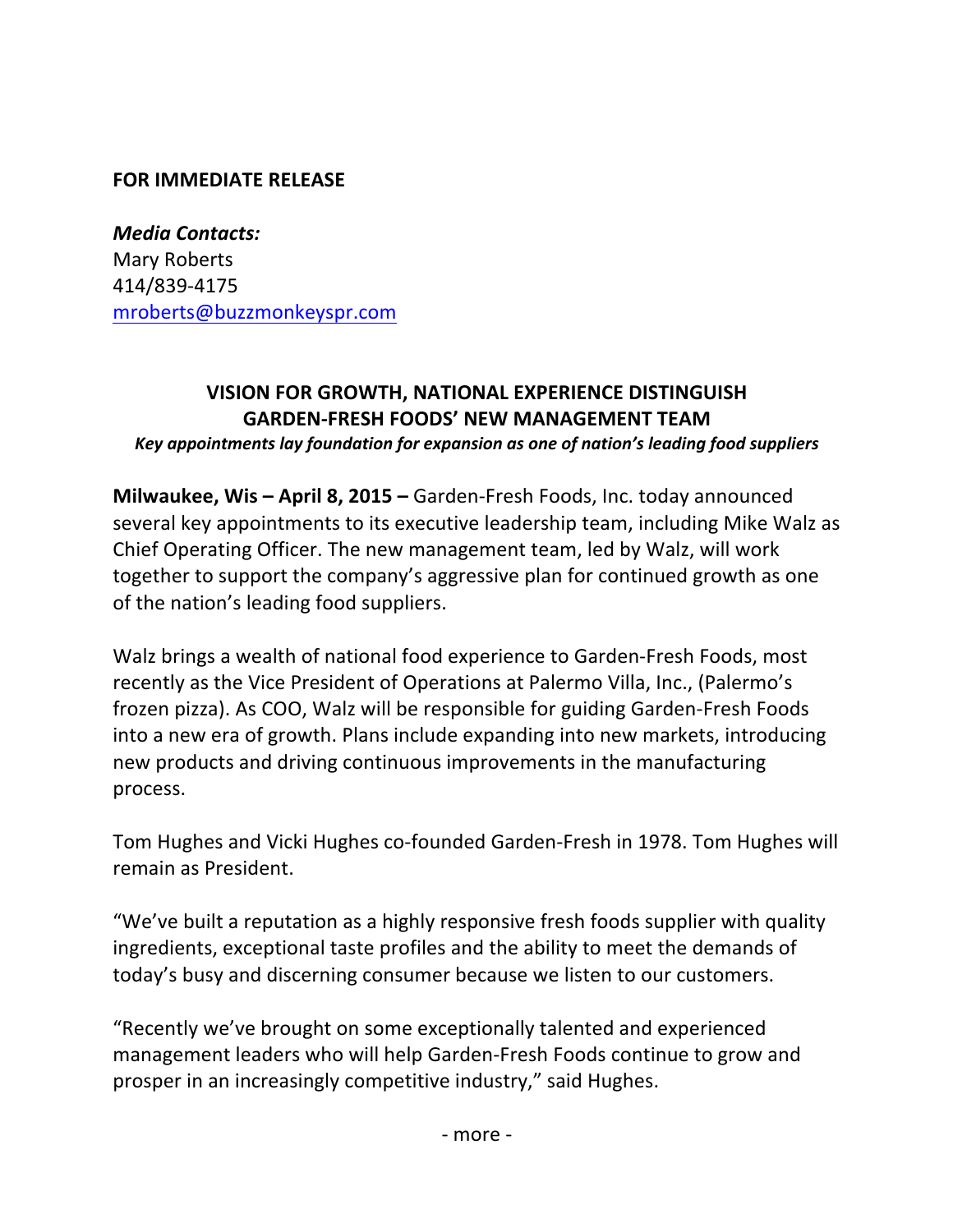**FOR IMMEDIATE RELEASE**

***Media Contacts:***
Mary Roberts
414/839-4175
mroberts@buzzmonkeyspr.com

## VISION FOR GROWTH, NATIONAL EXPERIENCE DISTINGUISH GARDEN-FRESH FOODS' NEW MANAGEMENT TEAM

***Key appointments lay foundation for expansion as one of nation's leading food suppliers***

**Milwaukee, Wis – April 8, 2015 –** Garden-Fresh Foods, Inc. today announced several key appointments to its executive leadership team, including Mike Walz as Chief Operating Officer. The new management team, led by Walz, will work together to support the company's aggressive plan for continued growth as one of the nation's leading food suppliers.

Walz brings a wealth of national food experience to Garden-Fresh Foods, most recently as the Vice President of Operations at Palermo Villa, Inc., (Palermo's frozen pizza). As COO, Walz will be responsible for guiding Garden-Fresh Foods into a new era of growth. Plans include expanding into new markets, introducing new products and driving continuous improvements in the manufacturing process.

Tom Hughes and Vicki Hughes co-founded Garden-Fresh in 1978. Tom Hughes will remain as President.

"We've built a reputation as a highly responsive fresh foods supplier with quality ingredients, exceptional taste profiles and the ability to meet the demands of today's busy and discerning consumer because we listen to our customers.

"Recently we've brought on some exceptionally talented and experienced management leaders who will help Garden-Fresh Foods continue to grow and prosper in an increasingly competitive industry," said Hughes.

- more -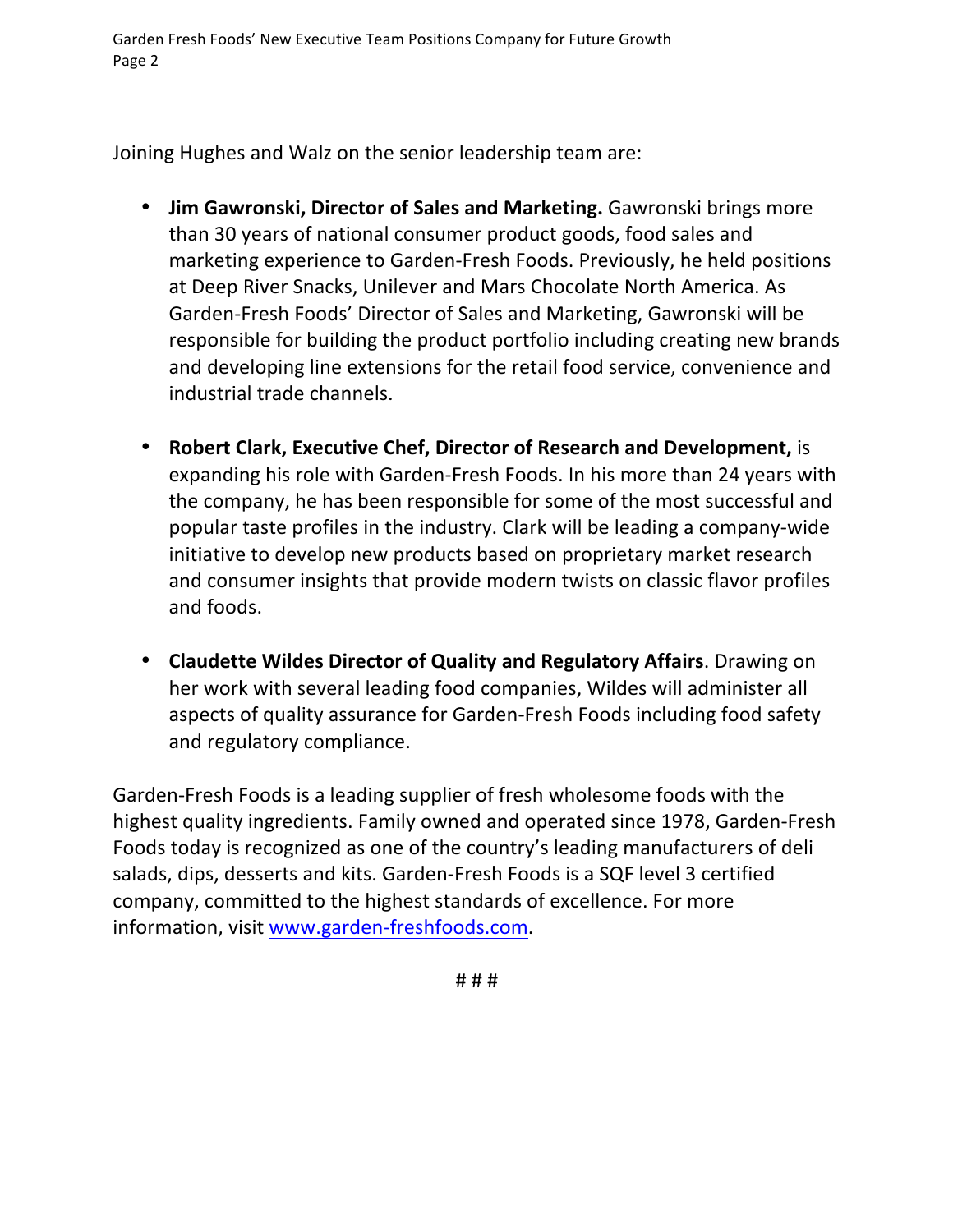Joining Hughes and Walz on the senior leadership team are:

- **Jim Gawronski, Director of Sales and Marketing.** Gawronski brings more than 30 years of national consumer product goods, food sales and marketing experience to Garden-Fresh Foods. Previously, he held positions at Deep River Snacks, Unilever and Mars Chocolate North America. As Garden-Fresh Foods' Director of Sales and Marketing, Gawronski will be responsible for building the product portfolio including creating new brands and developing line extensions for the retail food service, convenience and industrial trade channels.

- **Robert Clark, Executive Chef, Director of Research and Development,** is expanding his role with Garden-Fresh Foods. In his more than 24 years with the company, he has been responsible for some of the most successful and popular taste profiles in the industry. Clark will be leading a company-wide initiative to develop new products based on proprietary market research and consumer insights that provide modern twists on classic flavor profiles and foods.

- **Claudette Wildes Director of Quality and Regulatory Affairs**. Drawing on her work with several leading food companies, Wildes will administer all aspects of quality assurance for Garden-Fresh Foods including food safety and regulatory compliance.

Garden-Fresh Foods is a leading supplier of fresh wholesome foods with the highest quality ingredients. Family owned and operated since 1978, Garden-Fresh Foods today is recognized as one of the country's leading manufacturers of deli salads, dips, desserts and kits. Garden-Fresh Foods is a SQF level 3 certified company, committed to the highest standards of excellence. For more information, visit www.garden-freshfoods.com.

# # #